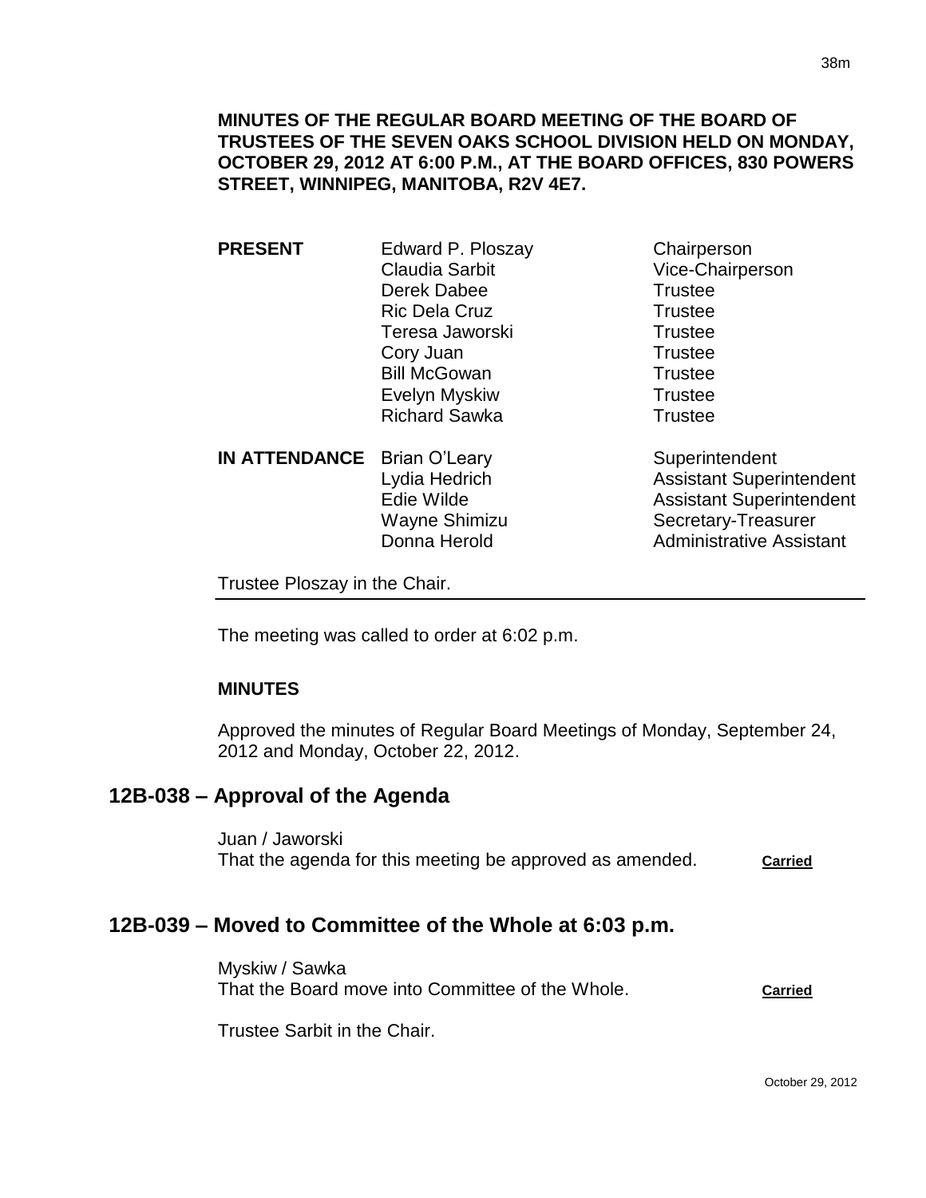**MINUTES OF THE REGULAR BOARD MEETING OF THE BOARD OF TRUSTEES OF THE SEVEN OAKS SCHOOL DIVISION HELD ON MONDAY, OCTOBER 29, 2012 AT 6:00 P.M., AT THE BOARD OFFICES, 830 POWERS STREET, WINNIPEG, MANITOBA, R2V 4E7.**

| | | |
|---|---|---|
| **PRESENT** | Edward P. Ploszay | Chairperson |
| | Claudia Sarbit | Vice-Chairperson |
| | Derek Dabee | Trustee |
| | Ric Dela Cruz | Trustee |
| | Teresa Jaworski | Trustee |
| | Cory Juan | Trustee |
| | Bill McGowan | Trustee |
| | Evelyn Myskiw | Trustee |
| | Richard Sawka | Trustee |
| **IN ATTENDANCE** | Brian O'Leary | Superintendent |
| | Lydia Hedrich | Assistant Superintendent |
| | Edie Wilde | Assistant Superintendent |
| | Wayne Shimizu | Secretary-Treasurer |
| | Donna Herold | Administrative Assistant |

Trustee Ploszay in the Chair.

The meeting was called to order at 6:02 p.m.

**MINUTES**

Approved the minutes of Regular Board Meetings of Monday, September 24, 2012 and Monday, October 22, 2012.

## 12B-038 – Approval of the Agenda

Juan / Jaworski
That the agenda for this meeting be approved as amended. **Carried**

## 12B-039 – Moved to Committee of the Whole at 6:03 p.m.

Myskiw / Sawka
That the Board move into Committee of the Whole. **Carried**

Trustee Sarbit in the Chair.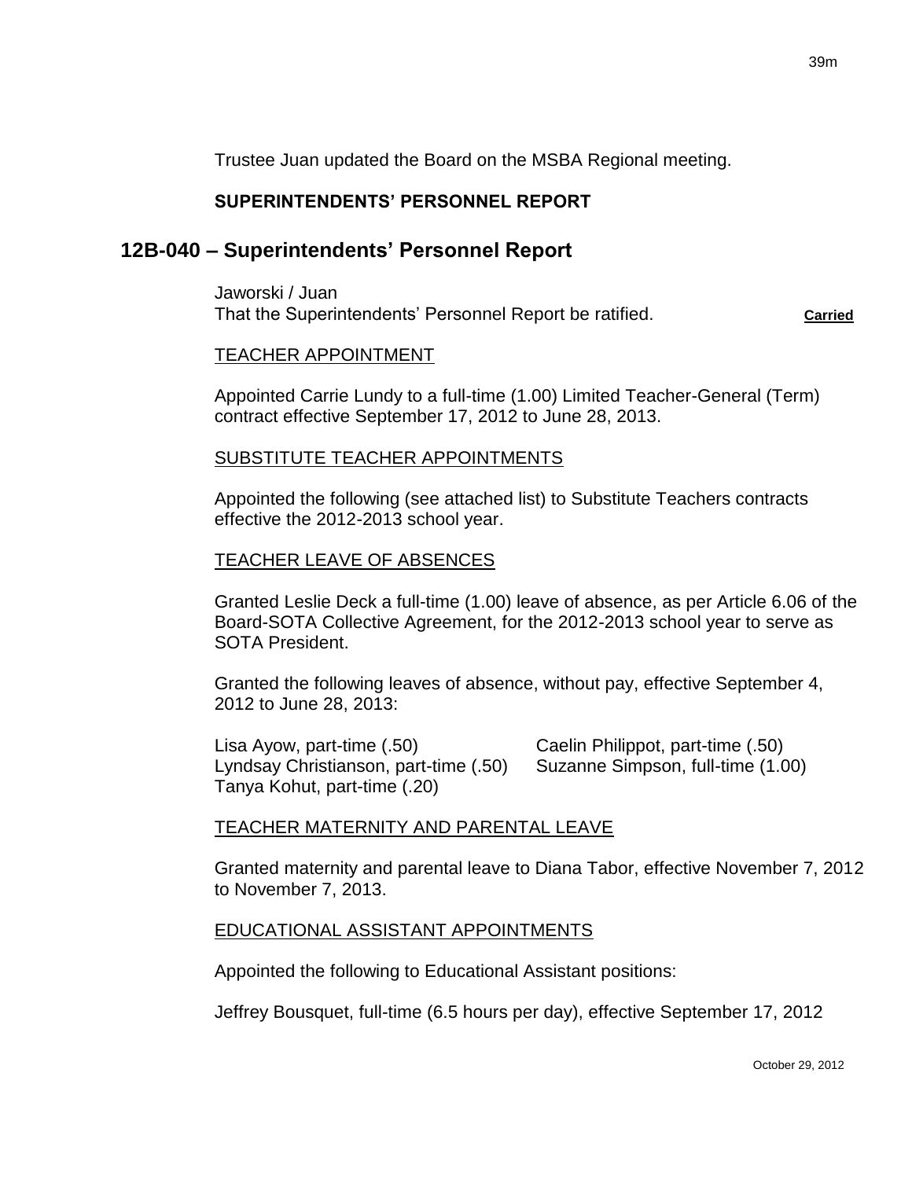Trustee Juan updated the Board on the MSBA Regional meeting.

**SUPERINTENDENTS' PERSONNEL REPORT**

## 12B-040 – Superintendents' Personnel Report

Jaworski / Juan
That the Superintendents' Personnel Report be ratified. **Carried**

TEACHER APPOINTMENT

Appointed Carrie Lundy to a full-time (1.00) Limited Teacher-General (Term) contract effective September 17, 2012 to June 28, 2013.

SUBSTITUTE TEACHER APPOINTMENTS

Appointed the following (see attached list) to Substitute Teachers contracts effective the 2012-2013 school year.

TEACHER LEAVE OF ABSENCES

Granted Leslie Deck a full-time (1.00) leave of absence, as per Article 6.06 of the Board-SOTA Collective Agreement, for the 2012-2013 school year to serve as SOTA President.

Granted the following leaves of absence, without pay, effective September 4, 2012 to June 28, 2013:

- Lisa Ayow, part-time (.50)
- Lyndsay Christianson, part-time (.50)
- Tanya Kohut, part-time (.20)
- Caelin Philippot, part-time (.50)
- Suzanne Simpson, full-time (1.00)

TEACHER MATERNITY AND PARENTAL LEAVE

Granted maternity and parental leave to Diana Tabor, effective November 7, 2012 to November 7, 2013.

EDUCATIONAL ASSISTANT APPOINTMENTS

Appointed the following to Educational Assistant positions:

Jeffrey Bousquet, full-time (6.5 hours per day), effective September 17, 2012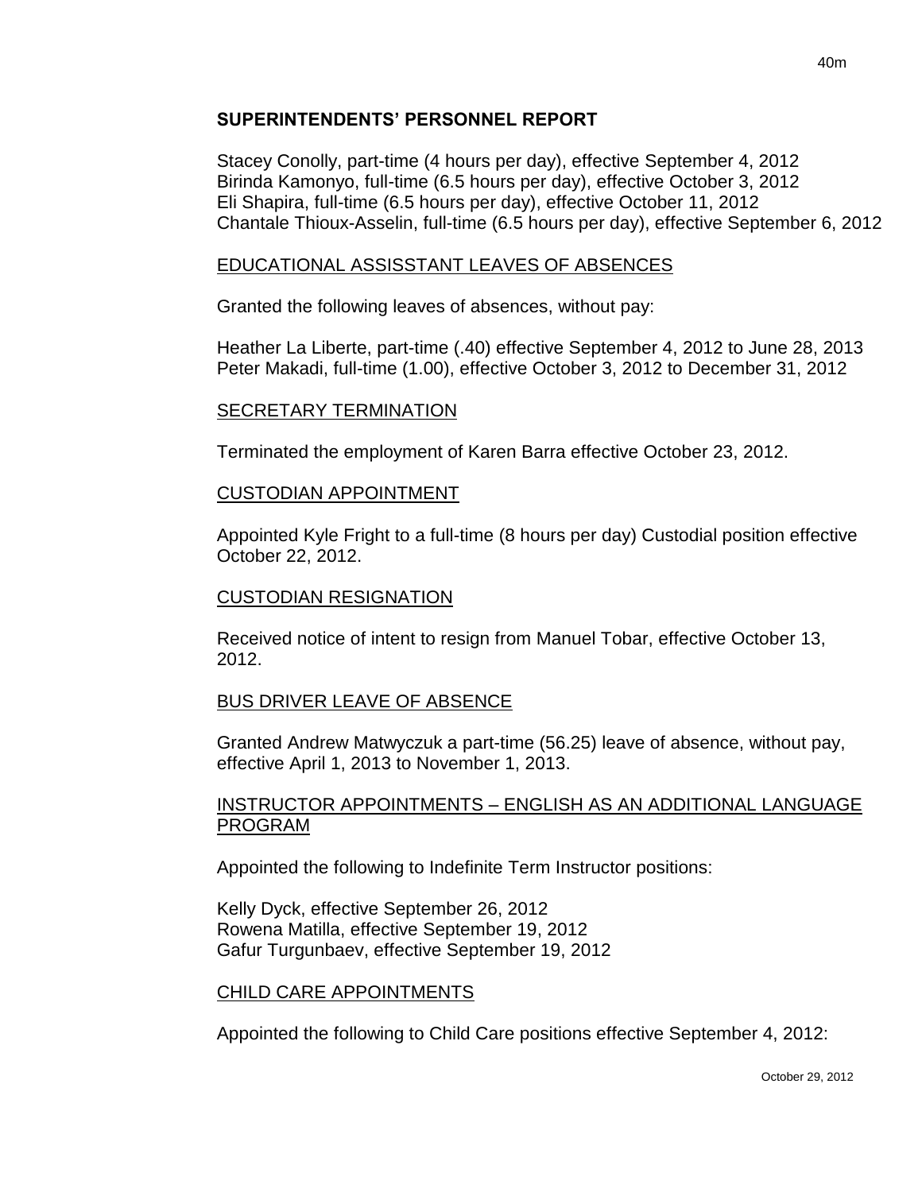## SUPERINTENDENTS' PERSONNEL REPORT

Stacey Conolly, part-time (4 hours per day), effective September 4, 2012
Birinda Kamonyo, full-time (6.5 hours per day), effective October 3, 2012
Eli Shapira, full-time (6.5 hours per day), effective October 11, 2012
Chantale Thioux-Asselin, full-time (6.5 hours per day), effective September 6, 2012

### EDUCATIONAL ASSISSTANT LEAVES OF ABSENCES

Granted the following leaves of absences, without pay:

Heather La Liberte, part-time (.40) effective September 4, 2012 to June 28, 2013
Peter Makadi, full-time (1.00), effective October 3, 2012 to December 31, 2012

### SECRETARY TERMINATION

Terminated the employment of Karen Barra effective October 23, 2012.

### CUSTODIAN APPOINTMENT

Appointed Kyle Fright to a full-time (8 hours per day) Custodial position effective October 22, 2012.

### CUSTODIAN RESIGNATION

Received notice of intent to resign from Manuel Tobar, effective October 13, 2012.

### BUS DRIVER LEAVE OF ABSENCE

Granted Andrew Matwyczuk a part-time (56.25) leave of absence, without pay, effective April 1, 2013 to November 1, 2013.

### INSTRUCTOR APPOINTMENTS – ENGLISH AS AN ADDITIONAL LANGUAGE PROGRAM

Appointed the following to Indefinite Term Instructor positions:

Kelly Dyck, effective September 26, 2012
Rowena Matilla, effective September 19, 2012
Gafur Turgunbaev, effective September 19, 2012

### CHILD CARE APPOINTMENTS

Appointed the following to Child Care positions effective September 4, 2012: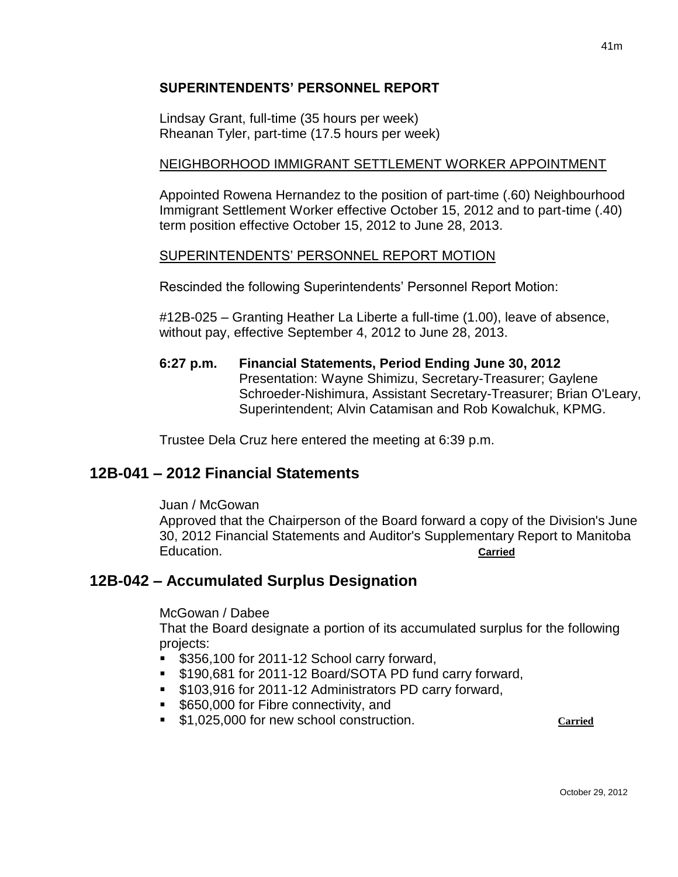**SUPERINTENDENTS' PERSONNEL REPORT**

Lindsay Grant, full-time (35 hours per week)
Rheanan Tyler, part-time (17.5 hours per week)

NEIGHBORHOOD IMMIGRANT SETTLEMENT WORKER APPOINTMENT

Appointed Rowena Hernandez to the position of part-time (.60) Neighbourhood Immigrant Settlement Worker effective October 15, 2012 and to part-time (.40) term position effective October 15, 2012 to June 28, 2013.

SUPERINTENDENTS' PERSONNEL REPORT MOTION

Rescinded the following Superintendents' Personnel Report Motion:

#12B-025 – Granting Heather La Liberte a full-time (1.00), leave of absence, without pay, effective September 4, 2012 to June 28, 2013.

**6:27 p.m. Financial Statements, Period Ending June 30, 2012**
Presentation: Wayne Shimizu, Secretary-Treasurer; Gaylene Schroeder-Nishimura, Assistant Secretary-Treasurer; Brian O'Leary, Superintendent; Alvin Catamisan and Rob Kowalchuk, KPMG.

Trustee Dela Cruz here entered the meeting at 6:39 p.m.

## 12B-041 – 2012 Financial Statements

Juan / McGowan
Approved that the Chairperson of the Board forward a copy of the Division's June 30, 2012 Financial Statements and Auditor's Supplementary Report to Manitoba Education. **Carried**

## 12B-042 – Accumulated Surplus Designation

McGowan / Dabee
That the Board designate a portion of its accumulated surplus for the following projects:

- $356,100 for 2011-12 School carry forward,
- $190,681 for 2011-12 Board/SOTA PD fund carry forward,
- $103,916 for 2011-12 Administrators PD carry forward,
- $650,000 for Fibre connectivity, and
- $1,025,000 for new school construction. **Carried**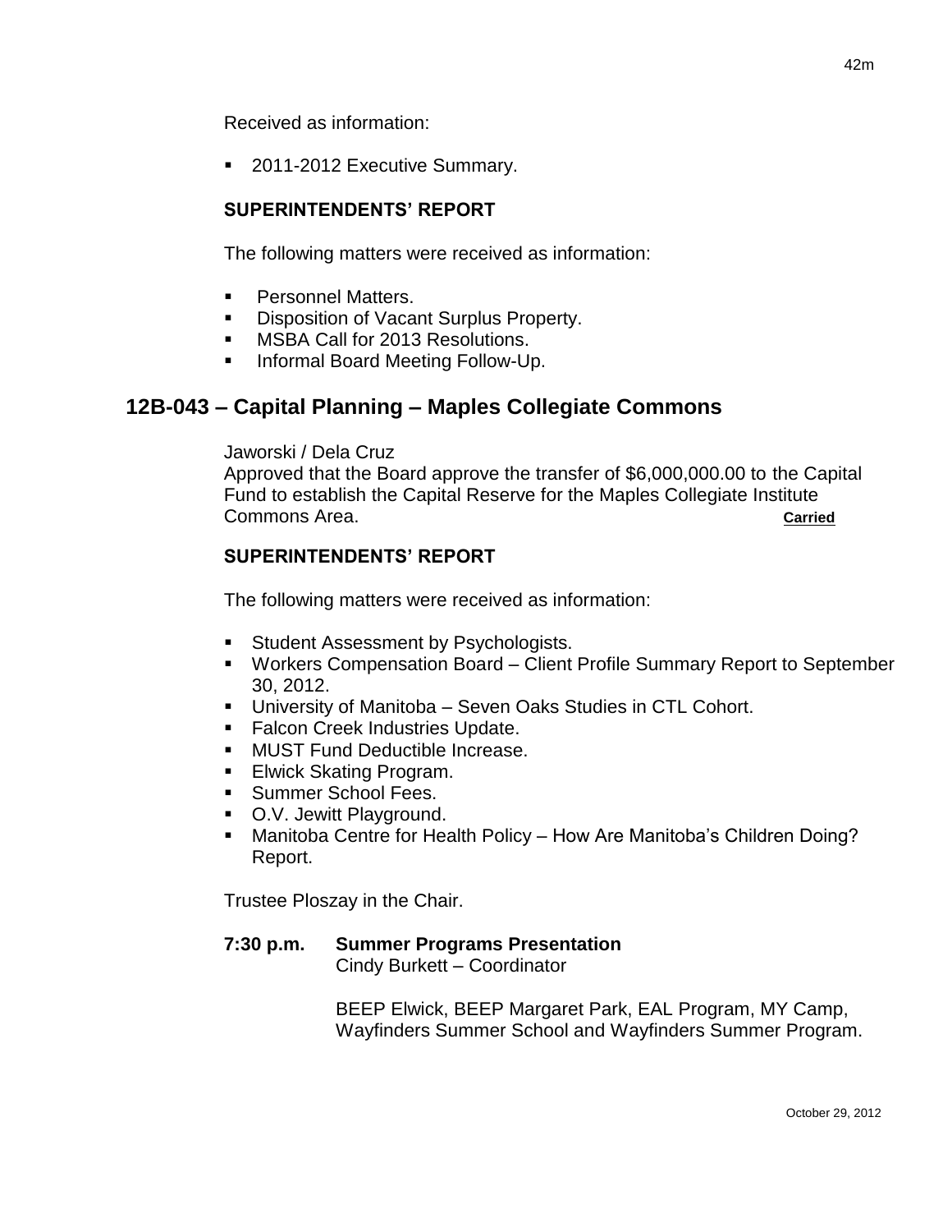Received as information:

- 2011-2012 Executive Summary.

**SUPERINTENDENTS' REPORT**

The following matters were received as information:

- Personnel Matters.
- Disposition of Vacant Surplus Property.
- MSBA Call for 2013 Resolutions.
- Informal Board Meeting Follow-Up.

## 12B-043 – Capital Planning – Maples Collegiate Commons

Jaworski / Dela Cruz
Approved that the Board approve the transfer of $6,000,000.00 to the Capital Fund to establish the Capital Reserve for the Maples Collegiate Institute Commons Area. **Carried**

**SUPERINTENDENTS' REPORT**

The following matters were received as information:

- Student Assessment by Psychologists.
- Workers Compensation Board – Client Profile Summary Report to September 30, 2012.
- University of Manitoba – Seven Oaks Studies in CTL Cohort.
- Falcon Creek Industries Update.
- MUST Fund Deductible Increase.
- Elwick Skating Program.
- Summer School Fees.
- O.V. Jewitt Playground.
- Manitoba Centre for Health Policy – How Are Manitoba's Children Doing? Report.

Trustee Ploszay in the Chair.

**7:30 p.m. Summer Programs Presentation**
Cindy Burkett – Coordinator

BEEP Elwick, BEEP Margaret Park, EAL Program, MY Camp, Wayfinders Summer School and Wayfinders Summer Program.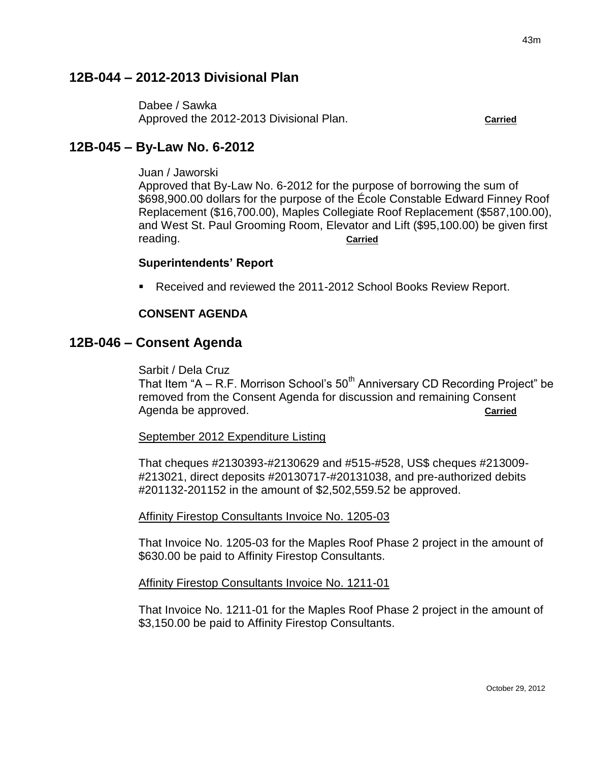## 12B-044 – 2012-2013 Divisional Plan

Dabee / Sawka
Approved the 2012-2013 Divisional Plan. **Carried**

## 12B-045 – By-Law No. 6-2012

Juan / Jaworski
Approved that By-Law No. 6-2012 for the purpose of borrowing the sum of $698,900.00 dollars for the purpose of the École Constable Edward Finney Roof Replacement ($16,700.00), Maples Collegiate Roof Replacement ($587,100.00), and West St. Paul Grooming Room, Elevator and Lift ($95,100.00) be given first reading. **Carried**

**Superintendents' Report**

- Received and reviewed the 2011-2012 School Books Review Report.

**CONSENT AGENDA**

## 12B-046 – Consent Agenda

Sarbit / Dela Cruz
That Item "A – R.F. Morrison School's 50th Anniversary CD Recording Project" be removed from the Consent Agenda for discussion and remaining Consent Agenda be approved. **Carried**

September 2012 Expenditure Listing

That cheques #2130393-#2130629 and #515-#528, US$ cheques #213009-#213021, direct deposits #20130717-#20131038, and pre-authorized debits #201132-201152 in the amount of $2,502,559.52 be approved.

Affinity Firestop Consultants Invoice No. 1205-03

That Invoice No. 1205-03 for the Maples Roof Phase 2 project in the amount of $630.00 be paid to Affinity Firestop Consultants.

Affinity Firestop Consultants Invoice No. 1211-01

That Invoice No. 1211-01 for the Maples Roof Phase 2 project in the amount of $3,150.00 be paid to Affinity Firestop Consultants.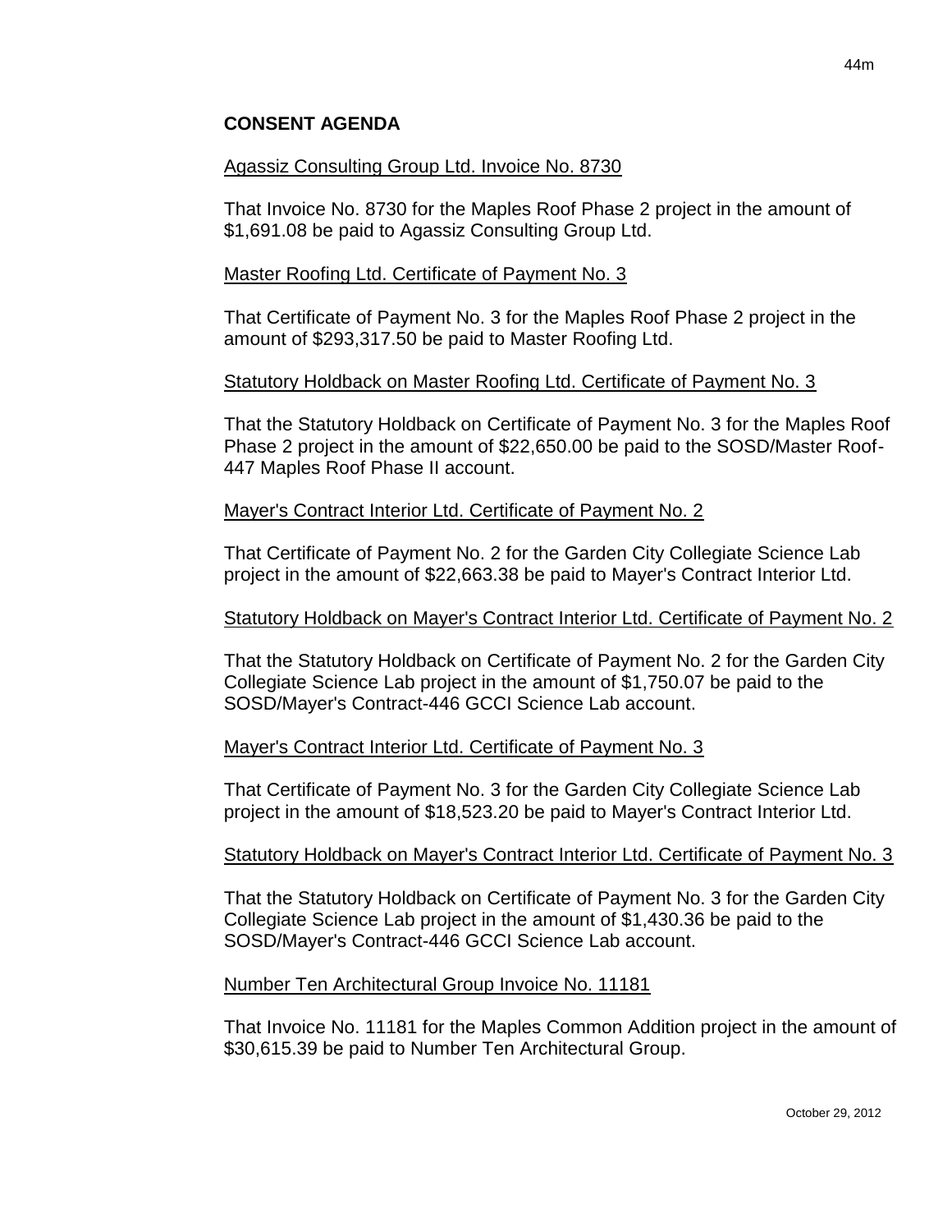## CONSENT AGENDA

Agassiz Consulting Group Ltd. Invoice No. 8730

That Invoice No. 8730 for the Maples Roof Phase 2 project in the amount of $1,691.08 be paid to Agassiz Consulting Group Ltd.

Master Roofing Ltd. Certificate of Payment No. 3

That Certificate of Payment No. 3 for the Maples Roof Phase 2 project in the amount of $293,317.50 be paid to Master Roofing Ltd.

Statutory Holdback on Master Roofing Ltd. Certificate of Payment No. 3

That the Statutory Holdback on Certificate of Payment No. 3 for the Maples Roof Phase 2 project in the amount of $22,650.00 be paid to the SOSD/Master Roof-447 Maples Roof Phase II account.

Mayer's Contract Interior Ltd. Certificate of Payment No. 2

That Certificate of Payment No. 2 for the Garden City Collegiate Science Lab project in the amount of $22,663.38 be paid to Mayer's Contract Interior Ltd.

Statutory Holdback on Mayer's Contract Interior Ltd. Certificate of Payment No. 2

That the Statutory Holdback on Certificate of Payment No. 2 for the Garden City Collegiate Science Lab project in the amount of $1,750.07 be paid to the SOSD/Mayer's Contract-446 GCCI Science Lab account.

Mayer's Contract Interior Ltd. Certificate of Payment No. 3

That Certificate of Payment No. 3 for the Garden City Collegiate Science Lab project in the amount of $18,523.20 be paid to Mayer's Contract Interior Ltd.

Statutory Holdback on Mayer's Contract Interior Ltd. Certificate of Payment No. 3

That the Statutory Holdback on Certificate of Payment No. 3 for the Garden City Collegiate Science Lab project in the amount of $1,430.36 be paid to the SOSD/Mayer's Contract-446 GCCI Science Lab account.

Number Ten Architectural Group Invoice No. 11181

That Invoice No. 11181 for the Maples Common Addition project in the amount of $30,615.39 be paid to Number Ten Architectural Group.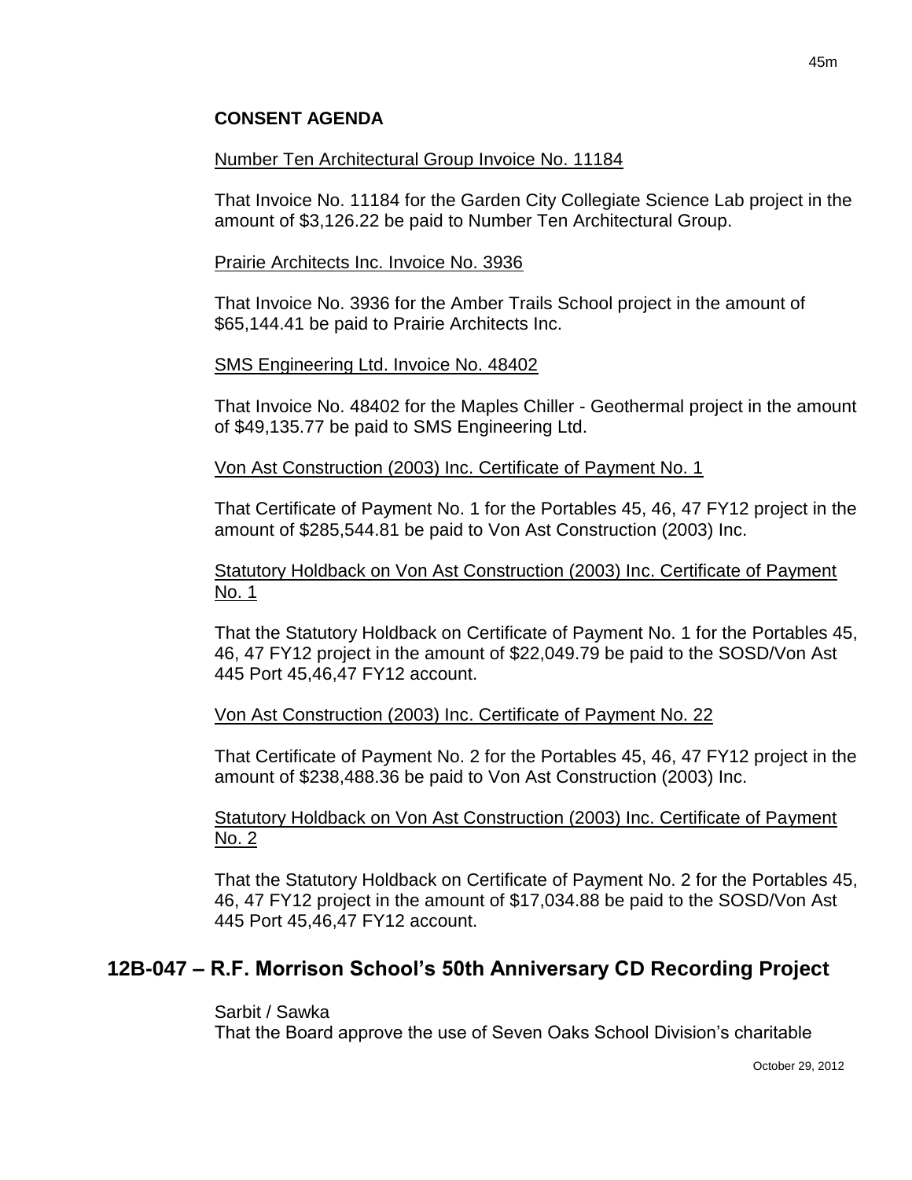**CONSENT AGENDA**

Number Ten Architectural Group Invoice No. 11184

That Invoice No. 11184 for the Garden City Collegiate Science Lab project in the amount of $3,126.22 be paid to Number Ten Architectural Group.

Prairie Architects Inc. Invoice No. 3936

That Invoice No. 3936 for the Amber Trails School project in the amount of $65,144.41 be paid to Prairie Architects Inc.

SMS Engineering Ltd. Invoice No. 48402

That Invoice No. 48402 for the Maples Chiller - Geothermal project in the amount of $49,135.77 be paid to SMS Engineering Ltd.

Von Ast Construction (2003) Inc. Certificate of Payment No. 1

That Certificate of Payment No. 1 for the Portables 45, 46, 47 FY12 project in the amount of $285,544.81 be paid to Von Ast Construction (2003) Inc.

Statutory Holdback on Von Ast Construction (2003) Inc. Certificate of Payment No. 1

That the Statutory Holdback on Certificate of Payment No. 1 for the Portables 45, 46, 47 FY12 project in the amount of $22,049.79 be paid to the SOSD/Von Ast 445 Port 45,46,47 FY12 account.

Von Ast Construction (2003) Inc. Certificate of Payment No. 22

That Certificate of Payment No. 2 for the Portables 45, 46, 47 FY12 project in the amount of $238,488.36 be paid to Von Ast Construction (2003) Inc.

Statutory Holdback on Von Ast Construction (2003) Inc. Certificate of Payment No. 2

That the Statutory Holdback on Certificate of Payment No. 2 for the Portables 45, 46, 47 FY12 project in the amount of $17,034.88 be paid to the SOSD/Von Ast 445 Port 45,46,47 FY12 account.

## 12B-047 – R.F. Morrison School's 50th Anniversary CD Recording Project

Sarbit / Sawka
That the Board approve the use of Seven Oaks School Division's charitable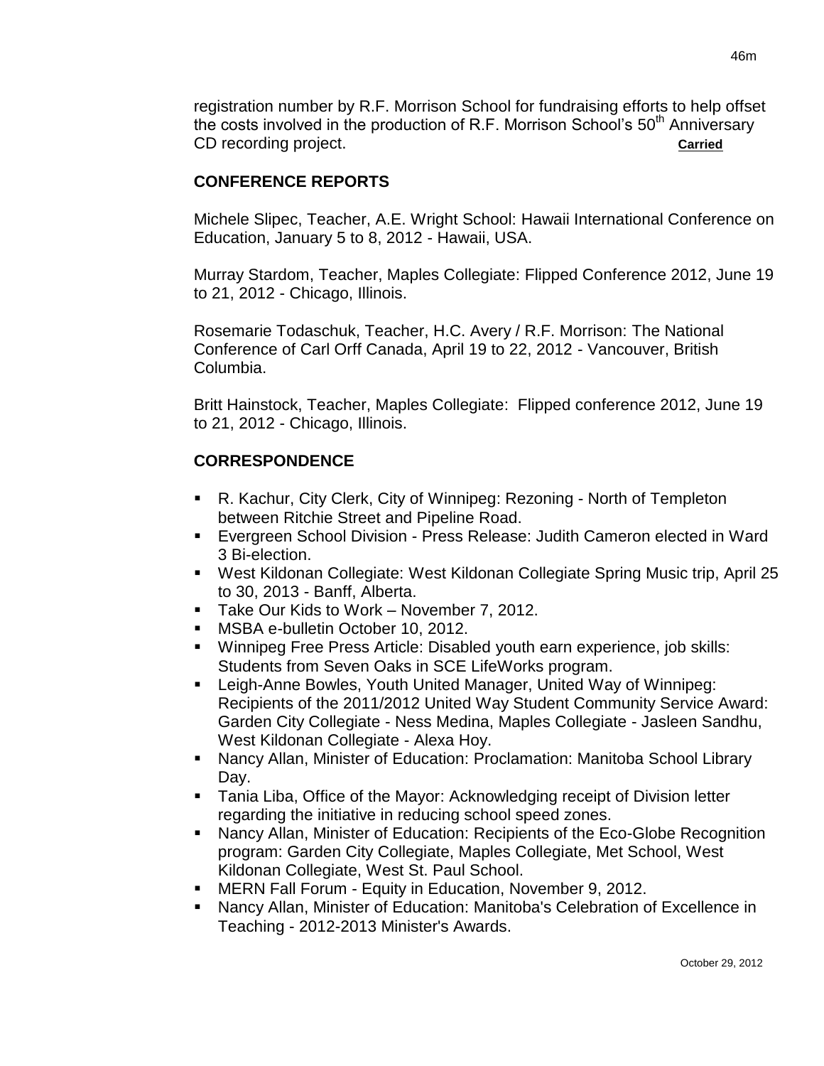registration number by R.F. Morrison School for fundraising efforts to help offset the costs involved in the production of R.F. Morrison School's 50th Anniversary CD recording project. **Carried**

## CONFERENCE REPORTS

Michele Slipec, Teacher, A.E. Wright School: Hawaii International Conference on Education, January 5 to 8, 2012 - Hawaii, USA.

Murray Stardom, Teacher, Maples Collegiate: Flipped Conference 2012, June 19 to 21, 2012 - Chicago, Illinois.

Rosemarie Todaschuk, Teacher, H.C. Avery / R.F. Morrison: The National Conference of Carl Orff Canada, April 19 to 22, 2012 - Vancouver, British Columbia.

Britt Hainstock, Teacher, Maples Collegiate: Flipped conference 2012, June 19 to 21, 2012 - Chicago, Illinois.

## CORRESPONDENCE

- R. Kachur, City Clerk, City of Winnipeg: Rezoning - North of Templeton between Ritchie Street and Pipeline Road.
- Evergreen School Division - Press Release: Judith Cameron elected in Ward 3 Bi-election.
- West Kildonan Collegiate: West Kildonan Collegiate Spring Music trip, April 25 to 30, 2013 - Banff, Alberta.
- Take Our Kids to Work – November 7, 2012.
- MSBA e-bulletin October 10, 2012.
- Winnipeg Free Press Article: Disabled youth earn experience, job skills: Students from Seven Oaks in SCE LifeWorks program.
- Leigh-Anne Bowles, Youth United Manager, United Way of Winnipeg: Recipients of the 2011/2012 United Way Student Community Service Award: Garden City Collegiate - Ness Medina, Maples Collegiate - Jasleen Sandhu, West Kildonan Collegiate - Alexa Hoy.
- Nancy Allan, Minister of Education: Proclamation: Manitoba School Library Day.
- Tania Liba, Office of the Mayor: Acknowledging receipt of Division letter regarding the initiative in reducing school speed zones.
- Nancy Allan, Minister of Education: Recipients of the Eco-Globe Recognition program: Garden City Collegiate, Maples Collegiate, Met School, West Kildonan Collegiate, West St. Paul School.
- MERN Fall Forum - Equity in Education, November 9, 2012.
- Nancy Allan, Minister of Education: Manitoba's Celebration of Excellence in Teaching - 2012-2013 Minister's Awards.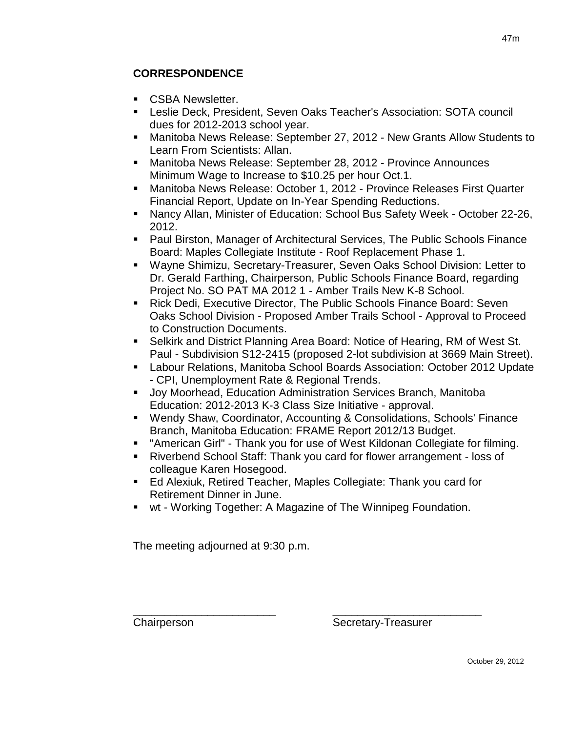**CORRESPONDENCE**

- CSBA Newsletter.
- Leslie Deck, President, Seven Oaks Teacher's Association: SOTA council dues for 2012-2013 school year.
- Manitoba News Release: September 27, 2012 - New Grants Allow Students to Learn From Scientists: Allan.
- Manitoba News Release: September 28, 2012 - Province Announces Minimum Wage to Increase to $10.25 per hour Oct.1.
- Manitoba News Release: October 1, 2012 - Province Releases First Quarter Financial Report, Update on In-Year Spending Reductions.
- Nancy Allan, Minister of Education: School Bus Safety Week - October 22-26, 2012.
- Paul Birston, Manager of Architectural Services, The Public Schools Finance Board: Maples Collegiate Institute - Roof Replacement Phase 1.
- Wayne Shimizu, Secretary-Treasurer, Seven Oaks School Division: Letter to Dr. Gerald Farthing, Chairperson, Public Schools Finance Board, regarding Project No. SO PAT MA 2012 1 - Amber Trails New K-8 School.
- Rick Dedi, Executive Director, The Public Schools Finance Board: Seven Oaks School Division - Proposed Amber Trails School - Approval to Proceed to Construction Documents.
- Selkirk and District Planning Area Board: Notice of Hearing, RM of West St. Paul - Subdivision S12-2415 (proposed 2-lot subdivision at 3669 Main Street).
- Labour Relations, Manitoba School Boards Association: October 2012 Update - CPI, Unemployment Rate & Regional Trends.
- Joy Moorhead, Education Administration Services Branch, Manitoba Education: 2012-2013 K-3 Class Size Initiative - approval.
- Wendy Shaw, Coordinator, Accounting & Consolidations, Schools' Finance Branch, Manitoba Education: FRAME Report 2012/13 Budget.
- "American Girl" - Thank you for use of West Kildonan Collegiate for filming.
- Riverbend School Staff: Thank you card for flower arrangement - loss of colleague Karen Hosegood.
- Ed Alexiuk, Retired Teacher, Maples Collegiate: Thank you card for Retirement Dinner in June.
- wt - Working Together: A Magazine of The Winnipeg Foundation.

The meeting adjourned at 9:30 p.m.

\_\_\_\_\_\_\_\_\_\_\_\_\_\_\_\_\_\_\_\_\_\_\_\_ \_\_\_\_\_\_\_\_\_\_\_\_\_\_\_\_\_\_\_\_\_\_\_\_

Chairperson Secretary-Treasurer